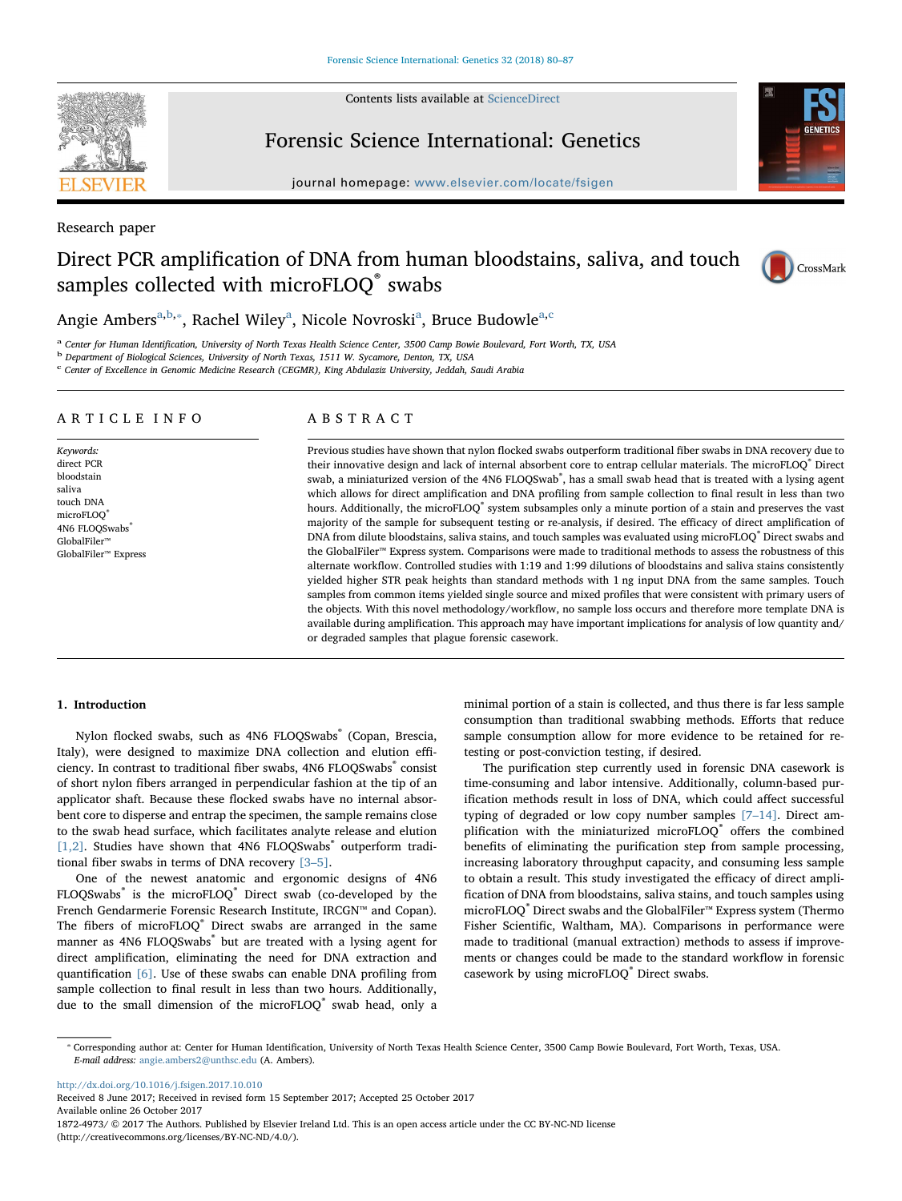Research paper

# Direct PCR amplification of DNA from human bloodstains, saliva, and touch samples collected with microFLOQ® swabs

Angie Ambers[a,b,*], Rachel Wiley[a], Nicole Novroski[a], Bruce Budowle[a,c]

[a] Center for Human Identification, University of North Texas Health Science Center, 3500 Camp Bowie Boulevard, Fort Worth, TX, USA

[b] Department of Biological Sciences, University of North Texas, 1511 W. Sycamore, Denton, TX, USA

[c] Center of Excellence in Genomic Medicine Research (CEGMR), King Abdulaziz University, Jeddah, Saudi Arabia

## ARTICLE INFO

*Keywords:*
direct PCR
bloodstain
saliva
touch DNA
microFLOQ®
4N6 FLOQSwabs®
GlobalFiler™
GlobalFiler™ Express

## ABSTRACT

Previous studies have shown that nylon flocked swabs outperform traditional fiber swabs in DNA recovery due to their innovative design and lack of internal absorbent core to entrap cellular materials. The microFLOQ® Direct swab, a miniaturized version of the 4N6 FLOQSwab®, has a small swab head that is treated with a lysing agent which allows for direct amplification and DNA profiling from sample collection to final result in less than two hours. Additionally, the microFLOQ® system subsamples only a minute portion of a stain and preserves the vast majority of the sample for subsequent testing or re-analysis, if desired. The efficacy of direct amplification of DNA from dilute bloodstains, saliva stains, and touch samples was evaluated using microFLOQ® Direct swabs and the GlobalFiler™ Express system. Comparisons were made to traditional methods to assess the robustness of this alternate workflow. Controlled studies with 1:19 and 1:99 dilutions of bloodstains and saliva stains consistently yielded higher STR peak heights than standard methods with 1 ng input DNA from the same samples. Touch samples from common items yielded single source and mixed profiles that were consistent with primary users of the objects. With this novel methodology/workflow, no sample loss occurs and therefore more template DNA is available during amplification. This approach may have important implications for analysis of low quantity and/or degraded samples that plague forensic casework.

## 1. Introduction

Nylon flocked swabs, such as 4N6 FLOQSwabs® (Copan, Brescia, Italy), were designed to maximize DNA collection and elution efficiency. In contrast to traditional fiber swabs, 4N6 FLOQSwabs® consist of short nylon fibers arranged in perpendicular fashion at the tip of an applicator shaft. Because these flocked swabs have no internal absorbent core to disperse and entrap the specimen, the sample remains close to the swab head surface, which facilitates analyte release and elution [1,2]. Studies have shown that 4N6 FLOQSwabs® outperform traditional fiber swabs in terms of DNA recovery [3–5].

One of the newest anatomic and ergonomic designs of 4N6 FLOQSwabs® is the microFLOQ® Direct swab (co-developed by the French Gendarmerie Forensic Research Institute, IRCGN™ and Copan). The fibers of microFLOQ® Direct swabs are arranged in the same manner as 4N6 FLOQSwabs® but are treated with a lysing agent for direct amplification, eliminating the need for DNA extraction and quantification [6]. Use of these swabs can enable DNA profiling from sample collection to final result in less than two hours. Additionally, due to the small dimension of the microFLOQ® swab head, only a minimal portion of a stain is collected, and thus there is far less sample consumption than traditional swabbing methods. Efforts that reduce sample consumption allow for more evidence to be retained for re-testing or post-conviction testing, if desired.

The purification step currently used in forensic DNA casework is time-consuming and labor intensive. Additionally, column-based purification methods result in loss of DNA, which could affect successful typing of degraded or low copy number samples [7–14]. Direct amplification with the miniaturized microFLOQ® offers the combined benefits of eliminating the purification step from sample processing, increasing laboratory throughput capacity, and consuming less sample to obtain a result. This study investigated the efficacy of direct amplification of DNA from bloodstains, saliva stains, and touch samples using microFLOQ® Direct swabs and the GlobalFiler™ Express system (Thermo Fisher Scientific, Waltham, MA). Comparisons in performance were made to traditional (manual extraction) methods to assess if improvements or changes could be made to the standard workflow in forensic casework by using microFLOQ® Direct swabs.

* Corresponding author at: Center for Human Identification, University of North Texas Health Science Center, 3500 Camp Bowie Boulevard, Fort Worth, Texas, USA.
*E-mail address:* angie.ambers2@unthsc.edu (A. Ambers).

http://dx.doi.org/10.1016/j.fsigen.2017.10.010
Received 8 June 2017; Received in revised form 15 September 2017; Accepted 25 October 2017
Available online 26 October 2017
1872-4973/ © 2017 The Authors. Published by Elsevier Ireland Ltd. This is an open access article under the CC BY-NC-ND license (http://creativecommons.org/licenses/BY-NC-ND/4.0/).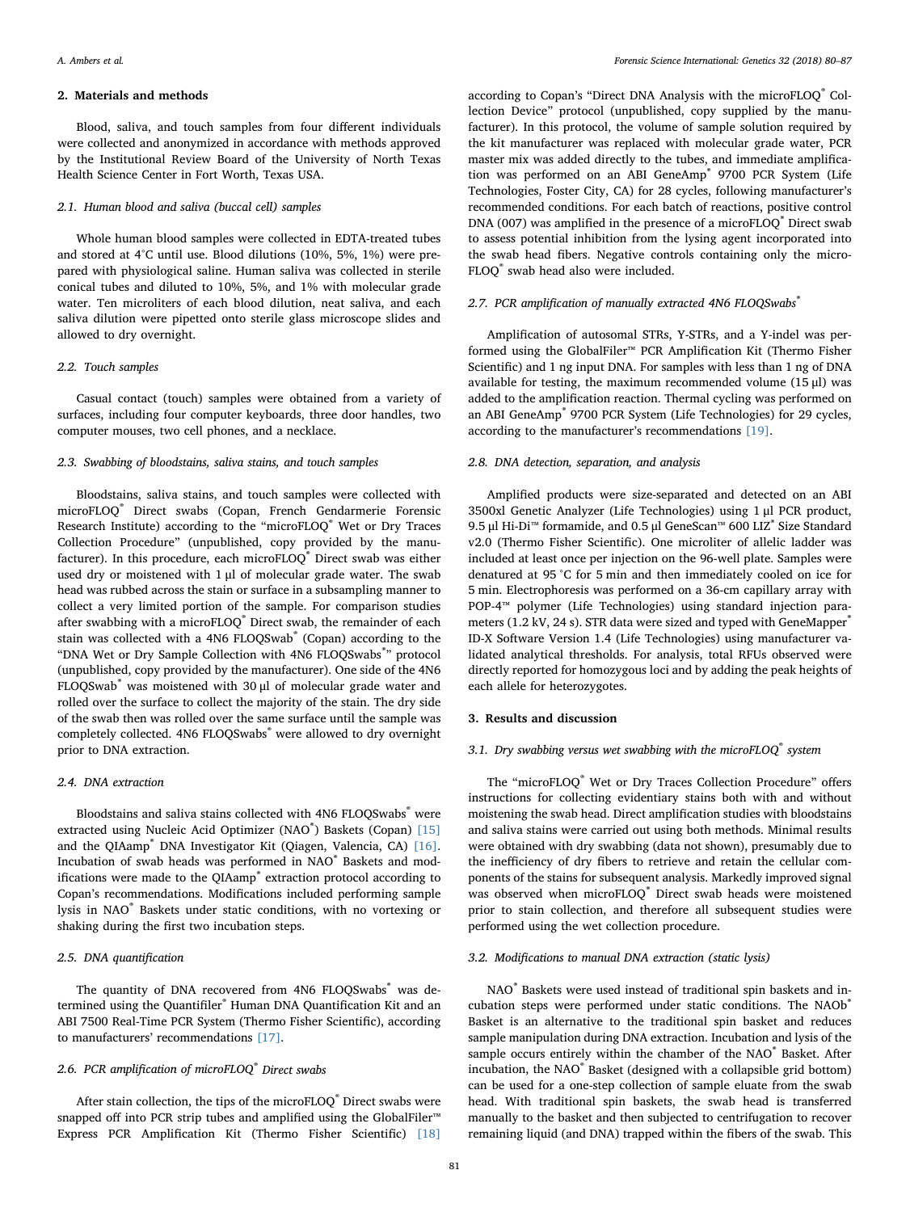## 2. Materials and methods

Blood, saliva, and touch samples from four different individuals were collected and anonymized in accordance with methods approved by the Institutional Review Board of the University of North Texas Health Science Center in Fort Worth, Texas USA.

### 2.1. Human blood and saliva (buccal cell) samples

Whole human blood samples were collected in EDTA-treated tubes and stored at 4 °C until use. Blood dilutions (10%, 5%, 1%) were prepared with physiological saline. Human saliva was collected in sterile conical tubes and diluted to 10%, 5%, and 1% with molecular grade water. Ten microliters of each blood dilution, neat saliva, and each saliva dilution were pipetted onto sterile glass microscope slides and allowed to dry overnight.

### 2.2. Touch samples

Casual contact (touch) samples were obtained from a variety of surfaces, including four computer keyboards, three door handles, two computer mouses, two cell phones, and a necklace.

### 2.3. Swabbing of bloodstains, saliva stains, and touch samples

Bloodstains, saliva stains, and touch samples were collected with microFLOQ® Direct swabs (Copan, French Gendarmerie Forensic Research Institute) according to the "microFLOQ® Wet or Dry Traces Collection Procedure" (unpublished, copy provided by the manufacturer). In this procedure, each microFLOQ® Direct swab was either used dry or moistened with 1 µl of molecular grade water. The swab head was rubbed across the stain or surface in a subsampling manner to collect a very limited portion of the sample. For comparison studies after swabbing with a microFLOQ® Direct swab, the remainder of each stain was collected with a 4N6 FLOQSwab® (Copan) according to the "DNA Wet or Dry Sample Collection with 4N6 FLOQSwabs®" protocol (unpublished, copy provided by the manufacturer). One side of the 4N6 FLOQSwab® was moistened with 30 µl of molecular grade water and rolled over the surface to collect the majority of the stain. The dry side of the swab then was rolled over the same surface until the sample was completely collected. 4N6 FLOQSwabs® were allowed to dry overnight prior to DNA extraction.

### 2.4. DNA extraction

Bloodstains and saliva stains collected with 4N6 FLOQSwabs® were extracted using Nucleic Acid Optimizer (NAO®) Baskets (Copan) [15] and the QIAamp® DNA Investigator Kit (Qiagen, Valencia, CA) [16]. Incubation of swab heads was performed in NAO® Baskets and modifications were made to the QIAmp® extraction protocol according to Copan's recommendations. Modifications included performing sample lysis in NAO® Baskets under static conditions, with no vortexing or shaking during the first two incubation steps.

### 2.5. DNA quantification

The quantity of DNA recovered from 4N6 FLOQSwabs® was determined using the Quantifiler® Human DNA Quantification Kit and an ABI 7500 Real-Time PCR System (Thermo Fisher Scientific), according to manufacturers' recommendations [17].

### 2.6. PCR amplification of microFLOQ® Direct swabs

After stain collection, the tips of the microFLOQ® Direct swabs were snapped off into PCR strip tubes and amplified using the GlobalFiler™ Express PCR Amplification Kit (Thermo Fisher Scientific) [18] according to Copan's "Direct DNA Analysis with the microFLOQ® Collection Device" protocol (unpublished, copy supplied by the manufacturer). In this protocol, the volume of sample solution required by the kit manufacturer was replaced with molecular grade water, PCR master mix was added directly to the tubes, and immediate amplification was performed on an ABI GeneAmp® 9700 PCR System (Life Technologies, Foster City, CA) for 28 cycles, following manufacturer's recommended conditions. For each batch of reactions, positive control DNA (007) was amplified in the presence of a microFLOQ® Direct swab to assess potential inhibition from the lysing agent incorporated into the swab head fibers. Negative controls containing only the microFLOQ® swab head also were included.

### 2.7. PCR amplification of manually extracted 4N6 FLOQSwabs®

Amplification of autosomal STRs, Y-STRs, and a Y-indel was performed using the GlobalFiler™ PCR Amplification Kit (Thermo Fisher Scientific) and 1 ng input DNA. For samples with less than 1 ng of DNA available for testing, the maximum recommended volume (15 µl) was added to the amplification reaction. Thermal cycling was performed on an ABI GeneAmp® 9700 PCR System (Life Technologies) for 29 cycles, according to the manufacturer's recommendations [19].

### 2.8. DNA detection, separation, and analysis

Amplified products were size-separated and detected on an ABI 3500xl Genetic Analyzer (Life Technologies) using 1 µl PCR product, 9.5 µl Hi-Di™ formamide, and 0.5 µl GeneScan™ 600 LIZ® Size Standard v2.0 (Thermo Fisher Scientific). One microliter of allelic ladder was included at least once per injection on the 96-well plate. Samples were denatured at 95 °C for 5 min and then immediately cooled on ice for 5 min. Electrophoresis was performed on a 36-cm capillary array with POP-4™ polymer (Life Technologies) using standard injection parameters (1.2 kV, 24 s). STR data were sized and typed with GeneMapper® ID-X Software Version 1.4 (Life Technologies) using manufacturer validated analytical thresholds. For analysis, total RFUs observed were directly reported for homozygous loci and by adding the peak heights of each allele for heterozygotes.

## 3. Results and discussion

### 3.1. Dry swabbing versus wet swabbing with the microFLOQ® system

The "microFLOQ® Wet or Dry Traces Collection Procedure" offers instructions for collecting evidentiary stains both with and without moistening the swab head. Direct amplification studies with bloodstains and saliva stains were carried out using both methods. Minimal results were obtained with dry swabbing (data not shown), presumably due to the inefficiency of dry fibers to retrieve and retain the cellular components of the stains for subsequent analysis. Markedly improved signal was observed when microFLOQ® Direct swab heads were moistened prior to stain collection, and therefore all subsequent studies were performed using the wet collection procedure.

### 3.2. Modifications to manual DNA extraction (static lysis)

NAO® Baskets were used instead of traditional spin baskets and incubation steps were performed under static conditions. The NAOb® Basket is an alternative to the traditional spin basket and reduces sample manipulation during DNA extraction. Incubation and lysis of the sample occurs entirely within the chamber of the NAO® Basket. After incubation, the NAO® Basket (designed with a collapsible grid bottom) can be used for a one-step collection of sample eluate from the swab head. With traditional spin baskets, the swab head is transferred manually to the basket and then subjected to centrifugation to recover remaining liquid (and DNA) trapped within the fibers of the swab. This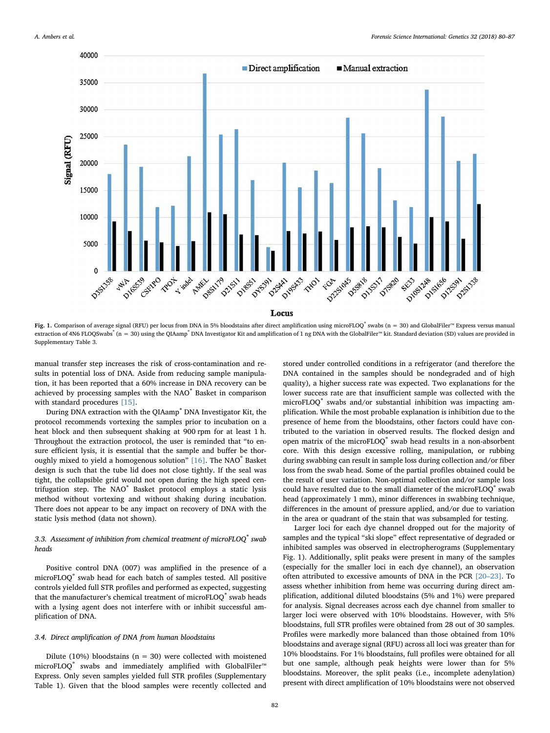Fig. 1. Comparison of average signal (RFU) per locus from DNA in 5% bloodstains after direct amplification using microFLOQ® swabs (n = 30) and GlobalFiler™ Express versus manual extraction of 4N6 FLOQSwabs® (n = 30) using the QIAamp® DNA Investigator Kit and amplification of 1 ng DNA with the GlobalFiler™ kit. Standard deviation (SD) values are provided in Supplementary Table 3.

manual transfer step increases the risk of cross-contamination and results in potential loss of DNA. Aside from reducing sample manipulation, it has been reported that a 60% increase in DNA recovery can be achieved by processing samples with the NAO® Basket in comparison with standard procedures [15].

During DNA extraction with the QIAamp® DNA Investigator Kit, the protocol recommends vortexing the samples prior to incubation on a heat block and then subsequent shaking at 900 rpm for at least 1 h. Throughout the extraction protocol, the user is reminded that "to ensure efficient lysis, it is essential that the sample and buffer be thoroughly mixed to yield a homogenous solution" [16]. The NAO® Basket design is such that the tube lid does not close tightly. If the seal was tight, the collapsible grid would not open during the high speed centrifugation step. The NAO® Basket protocol employs a static lysis method without vortexing and without shaking during incubation. There does not appear to be any impact on recovery of DNA with the static lysis method (data not shown).

### 3.3. Assessment of inhibition from chemical treatment of microFLOQ® swab heads

Positive control DNA (007) was amplified in the presence of a microFLOQ® swab head for each batch of samples tested. All positive controls yielded full STR profiles and performed as expected, suggesting that the manufacturer's chemical treatment of microFLOQ® swab heads with a lysing agent does not interfere with or inhibit successful amplification of DNA.

### 3.4. Direct amplification of DNA from human bloodstains

Dilute (10%) bloodstains (n = 30) were collected with moistened microFLOQ® swabs and immediately amplified with GlobalFiler™ Express. Only seven samples yielded full STR profiles (Supplementary Table 1). Given that the blood samples were recently collected and stored under controlled conditions in a refrigerator (and therefore the DNA contained in the samples should be nondegraded and of high quality), a higher success rate was expected. Two explanations for the lower success rate are that insufficient sample was collected with the microFLOQ® swabs and/or substantial inhibition was impacting amplification. While the most probable explanation is inhibition due to the presence of heme from the bloodstains, other factors could have contributed to the variation in observed results. The flocked design and open matrix of the microFLOQ® swab head results in a non-absorbent core. With this design excessive rolling, manipulation, or rubbing during swabbing can result in sample loss during collection and/or fiber loss from the swab head. Some of the partial profiles obtained could be the result of user variation. Non-optimal collection and/or sample loss could have resulted due to the small diameter of the microFLOQ® swab head (approximately 1 mm), minor differences in swabbing technique, differences in the amount of pressure applied, and/or due to variation in the area or quadrant of the stain that was subsampled for testing.

Larger loci for each dye channel dropped out for the majority of samples and the typical "ski slope" effect representative of degraded or inhibited samples was observed in electropherograms (Supplementary Fig. 1). Additionally, split peaks were present in many of the samples (especially for the smaller loci in each dye channel), an observation often attributed to excessive amounts of DNA in the PCR [20–23]. To assess whether inhibition from heme was occurring during direct amplification, additional diluted bloodstains (5% and 1%) were prepared for analysis. Signal decreases across each dye channel from smaller to larger loci were observed with 10% bloodstains. However, with 5% bloodstains, full STR profiles were obtained from 28 out of 30 samples. Profiles were markedly more balanced than those obtained from 10% bloodstains and average signal (RFU) across all loci was greater than for 10% bloodstains. For 1% bloodstains, full profiles were obtained for all but one sample, although peak heights were lower than for 5% bloodstains. Moreover, the split peaks (i.e., incomplete adenylation) present with direct amplification of 10% bloodstains were not observed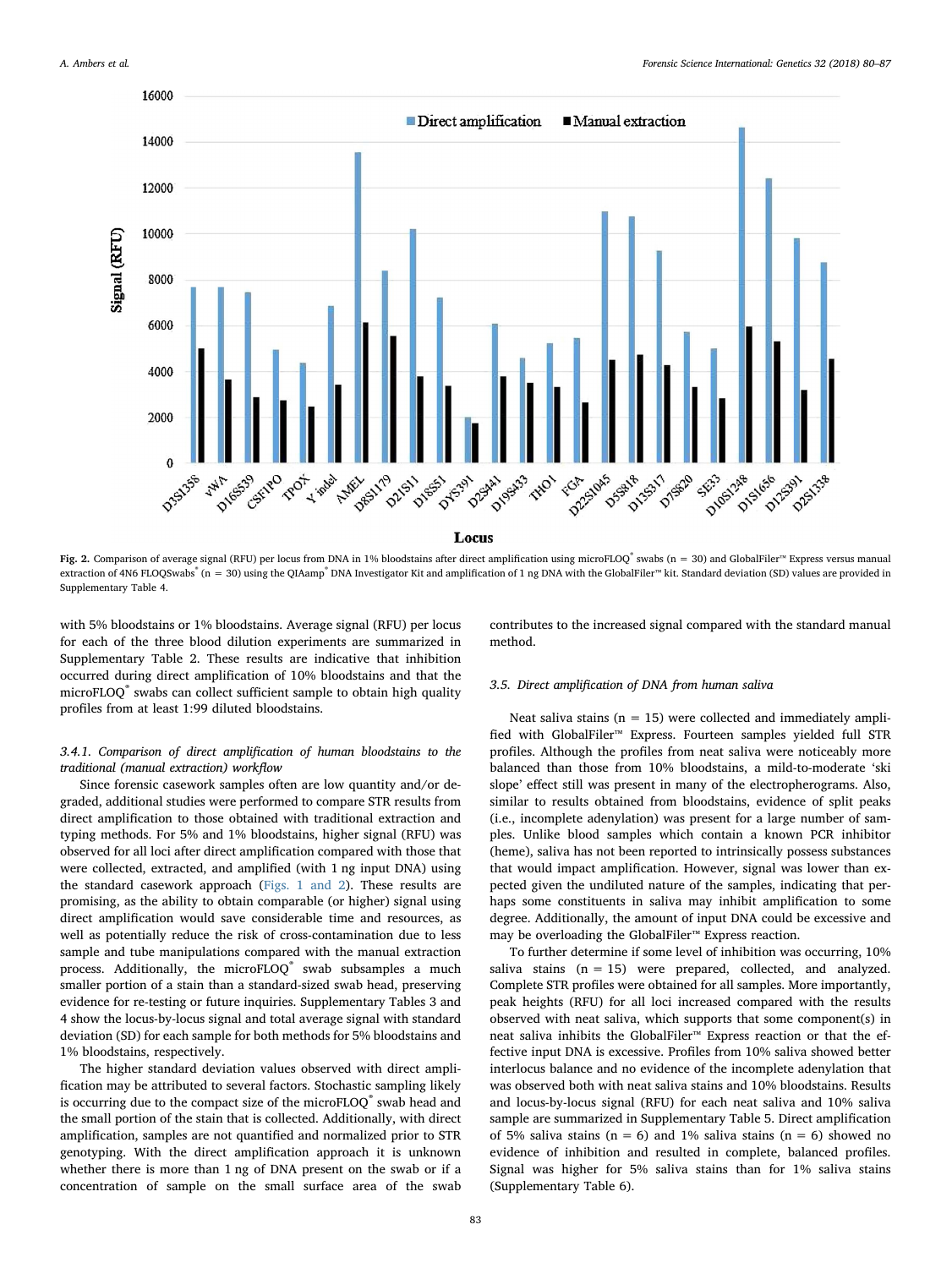**Fig. 2.** Comparison of average signal (RFU) per locus from DNA in 1% bloodstains after direct amplification using microFLOQ® swabs (n = 30) and GlobalFiler™ Express versus manual extraction of 4N6 FLOQSwabs® (n = 30) using the QIAamp® DNA Investigator Kit and amplification of 1 ng DNA with the GlobalFiler™ kit. Standard deviation (SD) values are provided in Supplementary Table 4.

with 5% bloodstains or 1% bloodstains. Average signal (RFU) per locus for each of the three blood dilution experiments are summarized in Supplementary Table 2. These results are indicative that inhibition occurred during direct amplification of 10% bloodstains and that the microFLOQ® swabs can collect sufficient sample to obtain high quality profiles from at least 1:99 diluted bloodstains.

#### *3.4.1. Comparison of direct amplification of human bloodstains to the traditional (manual extraction) workflow*

Since forensic casework samples often are low quantity and/or degraded, additional studies were performed to compare STR results from direct amplification to those obtained with traditional extraction and typing methods. For 5% and 1% bloodstains, higher signal (RFU) was observed for all loci after direct amplification compared with those that were collected, extracted, and amplified (with 1 ng input DNA) using the standard casework approach (Figs. 1 and 2). These results are promising, as the ability to obtain comparable (or higher) signal using direct amplification would save considerable time and resources, as well as potentially reduce the risk of cross-contamination due to less sample and tube manipulations compared with the manual extraction process. Additionally, the microFLOQ® swab subsamples a much smaller portion of a stain than a standard-sized swab head, preserving evidence for re-testing or future inquiries. Supplementary Tables 3 and 4 show the locus-by-locus signal and total average signal with standard deviation (SD) for each sample for both methods for 5% bloodstains and 1% bloodstains, respectively.

The higher standard deviation values observed with direct amplification may be attributed to several factors. Stochastic sampling likely is occurring due to the compact size of the microFLOQ® swab head and the small portion of the stain that is collected. Additionally, with direct amplification, samples are not quantified and normalized prior to STR genotyping. With the direct amplification approach it is unknown whether there is more than 1 ng of DNA present on the swab or if a concentration of sample on the small surface area of the swab contributes to the increased signal compared with the standard manual method.

### *3.5. Direct amplification of DNA from human saliva*

Neat saliva stains (n = 15) were collected and immediately amplified with GlobalFiler™ Express. Fourteen samples yielded full STR profiles. Although the profiles from neat saliva were noticeably more balanced than those from 10% bloodstains, a mild-to-moderate 'ski slope' effect still was present in many of the electropherograms. Also, similar to results obtained from bloodstains, evidence of split peaks (i.e., incomplete adenylation) was present for a large number of samples. Unlike blood samples which contain a known PCR inhibitor (heme), saliva has not been reported to intrinsically possess substances that would impact amplification. However, signal was lower than expected given the undiluted nature of the samples, indicating that perhaps some constituents in saliva may inhibit amplification to some degree. Additionally, the amount of input DNA could be excessive and may be overloading the GlobalFiler™ Express reaction.

To further determine if some level of inhibition was occurring, 10% saliva stains (n = 15) were prepared, collected, and analyzed. Complete STR profiles were obtained for all samples. More importantly, peak heights (RFU) for all loci increased compared with the results observed with neat saliva, which supports that some component(s) in neat saliva inhibits the GlobalFiler™ Express reaction or that the effective input DNA is excessive. Profiles from 10% saliva showed better interlocus balance and no evidence of the incomplete adenylation that was observed both with neat saliva stains and 10% bloodstains. Results and locus-by-locus signal (RFU) for each neat saliva and 10% saliva sample are summarized in Supplementary Table 5. Direct amplification of 5% saliva stains (n = 6) and 1% saliva stains (n = 6) showed no evidence of inhibition and resulted in complete, balanced profiles. Signal was higher for 5% saliva stains than for 1% saliva stains (Supplementary Table 6).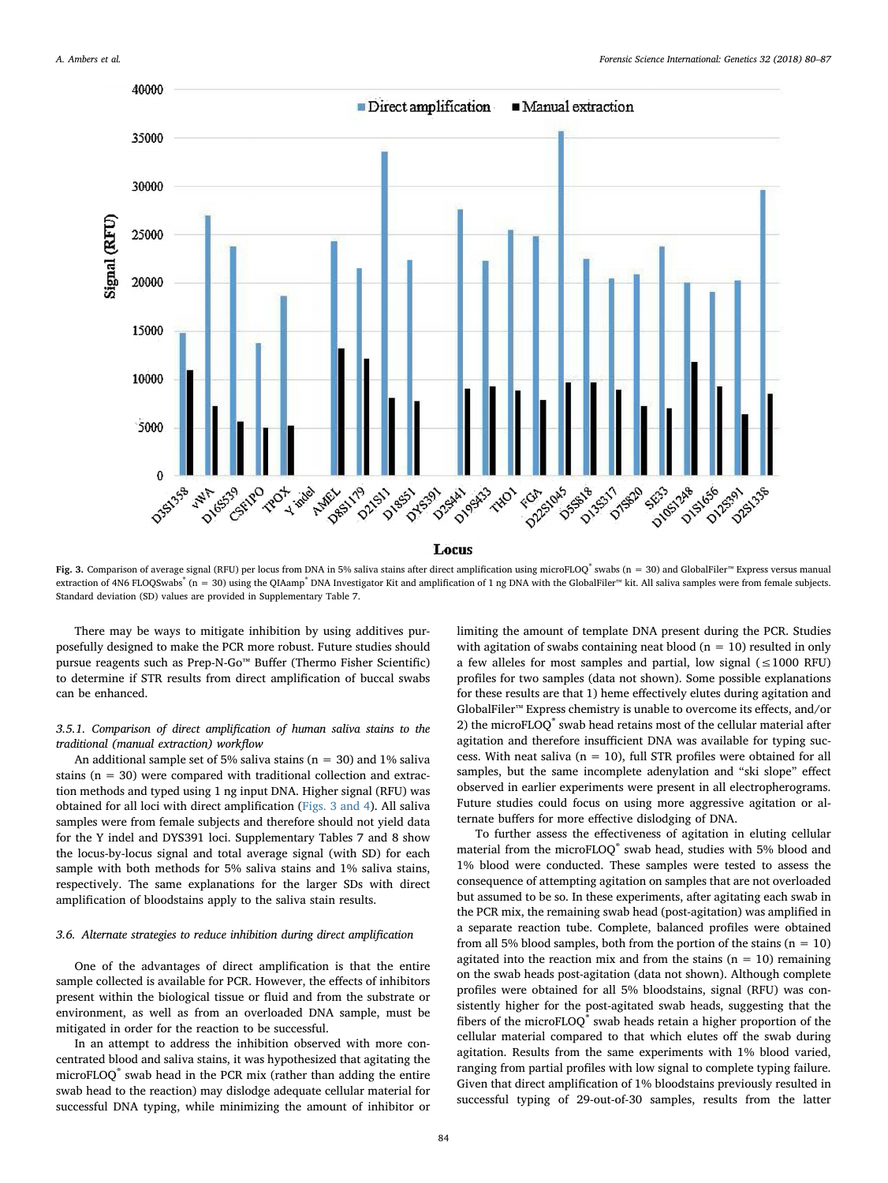Fig. 3. Comparison of average signal (RFU) per locus from DNA in 5% saliva stains after direct amplification using microFLOQ® swabs (n = 30) and GlobalFiler™ Express versus manual extraction of 4N6 FLOQSwabs® (n = 30) using the QIAamp® DNA Investigator Kit and amplification of 1 ng DNA with the GlobalFiler™ kit. All saliva samples were from female subjects. Standard deviation (SD) values are provided in Supplementary Table 7.

There may be ways to mitigate inhibition by using additives purposefully designed to make the PCR more robust. Future studies should pursue reagents such as Prep-N-Go™ Buffer (Thermo Fisher Scientific) to determine if STR results from direct amplification of buccal swabs can be enhanced.

#### 3.5.1. Comparison of direct amplification of human saliva stains to the traditional (manual extraction) workflow

An additional sample set of 5% saliva stains (n = 30) and 1% saliva stains (n = 30) were compared with traditional collection and extraction methods and typed using 1 ng input DNA. Higher signal (RFU) was obtained for all loci with direct amplification (Figs. 3 and 4). All saliva samples were from female subjects and therefore should not yield data for the Y indel and DYS391 loci. Supplementary Tables 7 and 8 show the locus-by-locus signal and total average signal (with SD) for each sample with both methods for 5% saliva stains and 1% saliva stains, respectively. The same explanations for the larger SDs with direct amplification of bloodstains apply to the saliva stain results.

### 3.6. Alternate strategies to reduce inhibition during direct amplification

One of the advantages of direct amplification is that the entire sample collected is available for PCR. However, the effects of inhibitors present within the biological tissue or fluid and from the substrate or environment, as well as from an overloaded DNA sample, must be mitigated in order for the reaction to be successful.

In an attempt to address the inhibition observed with more concentrated blood and saliva stains, it was hypothesized that agitating the microFLOQ® swab head in the PCR mix (rather than adding the entire swab head to the reaction) may dislodge adequate cellular material for successful DNA typing, while minimizing the amount of inhibitor or limiting the amount of template DNA present during the PCR. Studies with agitation of swabs containing neat blood (n = 10) resulted in only a few alleles for most samples and partial, low signal (≤1000 RFU) profiles for two samples (data not shown). Some possible explanations for these results are that 1) heme effectively elutes during agitation and GlobalFiler™ Express chemistry is unable to overcome its effects, and/or 2) the microFLOQ® swab head retains most of the cellular material after agitation and therefore insufficient DNA was available for typing success. With neat saliva (n = 10), full STR profiles were obtained for all samples, but the same incomplete adenylation and "ski slope" effect observed in earlier experiments were present in all electropherograms. Future studies could focus on using more aggressive agitation or alternate buffers for more effective dislodging of DNA.

To further assess the effectiveness of agitation in eluting cellular material from the microFLOQ® swab head, studies with 5% blood and 1% blood were conducted. These samples were tested to assess the consequence of attempting agitation on samples that are not overloaded but assumed to be so. In these experiments, after agitating each swab in the PCR mix, the remaining swab head (post-agitation) was amplified in a separate reaction tube. Complete, balanced profiles were obtained from all 5% blood samples, both from the portion of the stains (n = 10) agitated into the reaction mix and from the stains (n = 10) remaining on the swab heads post-agitation (data not shown). Although complete profiles were obtained for all 5% bloodstains, signal (RFU) was consistently higher for the post-agitated swab heads, suggesting that the fibers of the microFLOQ® swab heads retain a higher proportion of the cellular material compared to that which elutes off the swab during agitation. Results from the same experiments with 1% blood varied, ranging from partial profiles with low signal to complete typing failure. Given that direct amplification of 1% bloodstains previously resulted in successful typing of 29-out-of-30 samples, results from the latter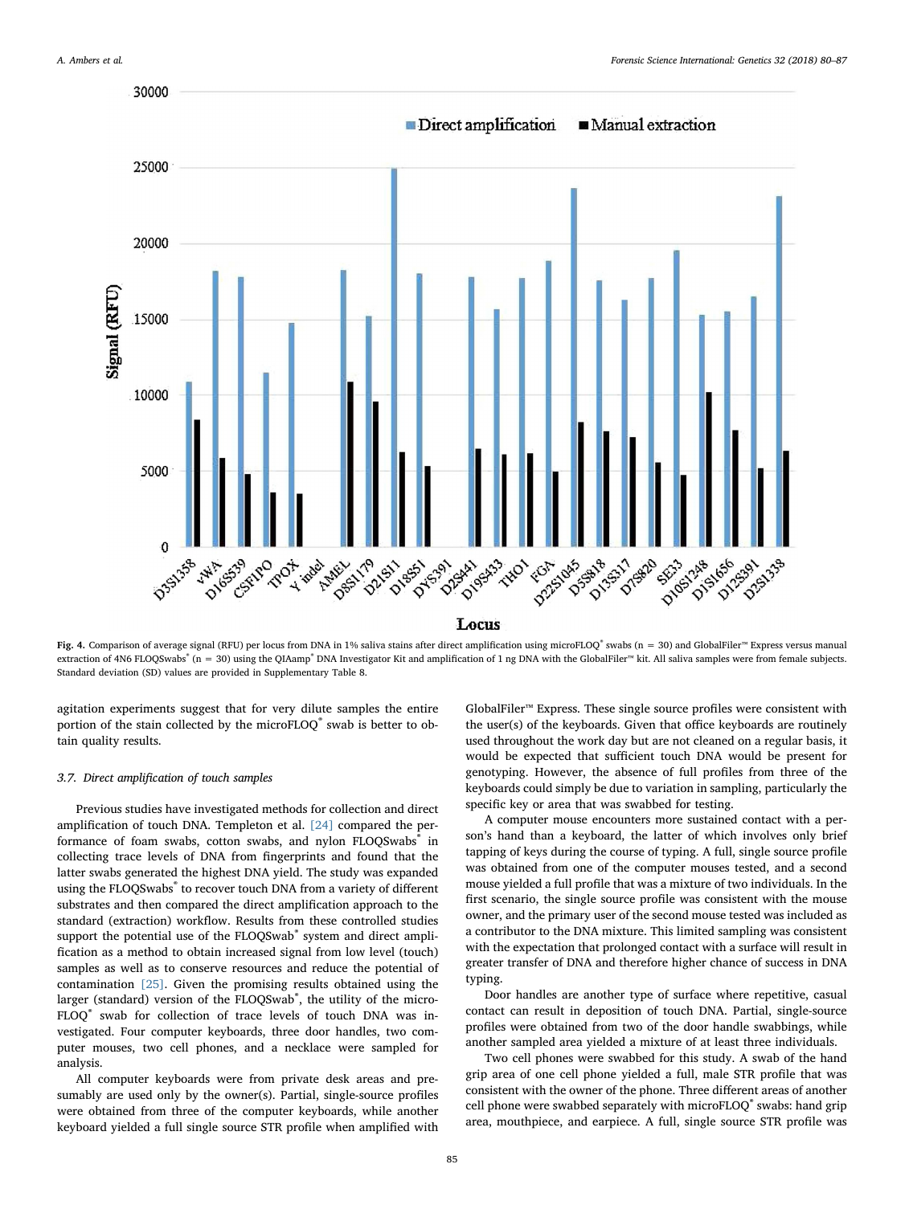Fig. 4. Comparison of average signal (RFU) per locus from DNA in 1% saliva stains after direct amplification using microFLOQ® swabs (n = 30) and GlobalFiler™ Express versus manual extraction of 4N6 FLOQSwabs® (n = 30) using the QIAamp® DNA Investigator Kit and amplification of 1 ng DNA with the GlobalFiler™ kit. All saliva samples were from female subjects. Standard deviation (SD) values are provided in Supplementary Table 8.

agitation experiments suggest that for very dilute samples the entire portion of the stain collected by the microFLOQ® swab is better to obtain quality results.

### 3.7. Direct amplification of touch samples

Previous studies have investigated methods for collection and direct amplification of touch DNA. Templeton et al. [24] compared the performance of foam swabs, cotton swabs, and nylon FLOQSwabs® in collecting trace levels of DNA from fingerprints and found that the latter swabs generated the highest DNA yield. The study was expanded using the FLOQSwabs® to recover touch DNA from a variety of different substrates and then compared the direct amplification approach to the standard (extraction) workflow. Results from these controlled studies support the potential use of the FLOQSwab® system and direct amplification as a method to obtain increased signal from low level (touch) samples as well as to conserve resources and reduce the potential of contamination [25]. Given the promising results obtained using the larger (standard) version of the FLOQSwab®, the utility of the microFLOQ® swab for collection of trace levels of touch DNA was investigated. Four computer keyboards, three door handles, two computer mouses, two cell phones, and a necklace were sampled for analysis.

All computer keyboards were from private desk areas and presumably are used only by the owner(s). Partial, single-source profiles were obtained from three of the computer keyboards, while another keyboard yielded a full single source STR profile when amplified with GlobalFiler™ Express. These single source profiles were consistent with the user(s) of the keyboards. Given that office keyboards are routinely used throughout the work day but are not cleaned on a regular basis, it would be expected that sufficient touch DNA would be present for genotyping. However, the absence of full profiles from three of the keyboards could simply be due to variation in sampling, particularly the specific key or area that was swabbed for testing.

A computer mouse encounters more sustained contact with a person's hand than a keyboard, the latter of which involves only brief tapping of keys during the course of typing. A full, single source profile was obtained from one of the computer mouses tested, and a second mouse yielded a full profile that was a mixture of two individuals. In the first scenario, the single source profile was consistent with the mouse owner, and the primary user of the second mouse tested was included as a contributor to the DNA mixture. This limited sampling was consistent with the expectation that prolonged contact with a surface will result in greater transfer of DNA and therefore higher chance of success in DNA typing.

Door handles are another type of surface where repetitive, casual contact can result in deposition of touch DNA. Partial, single-source profiles were obtained from two of the door handle swabbings, while another sampled area yielded a mixture of at least three individuals.

Two cell phones were swabbed for this study. A swab of the hand grip area of one cell phone yielded a full, male STR profile that was consistent with the owner of the phone. Three different areas of another cell phone were swabbed separately with microFLOQ® swabs: hand grip area, mouthpiece, and earpiece. A full, single source STR profile was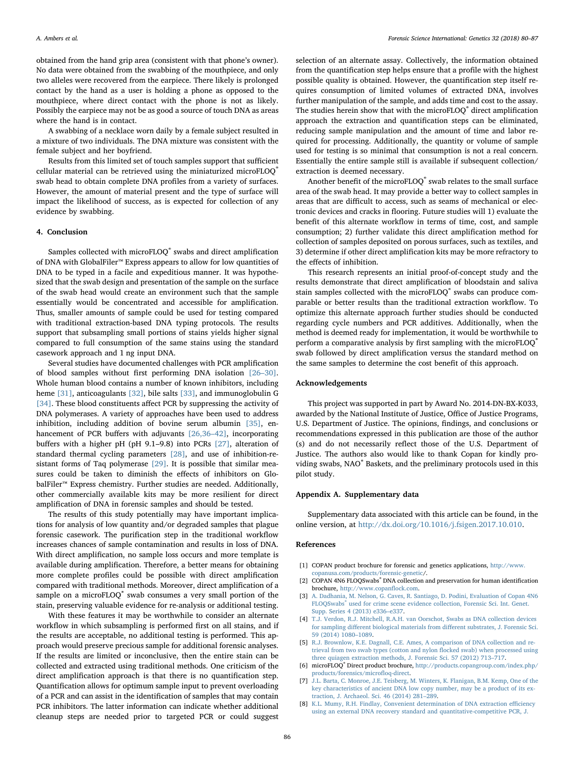obtained from the hand grip area (consistent with that phone's owner). No data were obtained from the swabbing of the mouthpiece, and only two alleles were recovered from the earpiece. There likely is prolonged contact by the hand as a user is holding a phone as opposed to the mouthpiece, where direct contact with the phone is not as likely. Possibly the earpiece may not be as good a source of touch DNA as areas where the hand is in contact.

A swabbing of a necklace worn daily by a female subject resulted in a mixture of two individuals. The DNA mixture was consistent with the female subject and her boyfriend.

Results from this limited set of touch samples support that sufficient cellular material can be retrieved using the miniaturized microFLOQ® swab head to obtain complete DNA profiles from a variety of surfaces. However, the amount of material present and the type of surface will impact the likelihood of success, as is expected for collection of any evidence by swabbing.

## 4. Conclusion

Samples collected with microFLOQ® swabs and direct amplification of DNA with GlobalFiler™ Express appears to allow for low quantities of DNA to be typed in a facile and expeditious manner. It was hypothesized that the swab design and presentation of the sample on the surface of the swab head would create an environment such that the sample essentially would be concentrated and accessible for amplification. Thus, smaller amounts of sample could be used for testing compared with traditional extraction-based DNA typing protocols. The results support that subsampling small portions of stains yields higher signal compared to full consumption of the same stains using the standard casework approach and 1 ng input DNA.

Several studies have documented challenges with PCR amplification of blood samples without first performing DNA isolation [26–30]. Whole human blood contains a number of known inhibitors, including heme [31], anticoagulants [32], bile salts [33], and immunoglobulin G [34]. These blood constituents affect PCR by suppressing the activity of DNA polymerases. A variety of approaches have been used to address inhibition, including addition of bovine serum albumin [35], enhancement of PCR buffers with adjuvants [26,36–42], incorporating buffers with a higher pH (pH 9.1–9.8) into PCRs [27], alteration of standard thermal cycling parameters [28], and use of inhibition-resistant forms of Taq polymerase [29]. It is possible that similar measures could be taken to diminish the effects of inhibitors on GlobalFiler™ Express chemistry. Further studies are needed. Additionally, other commercially available kits may be more resilient for direct amplification of DNA in forensic samples and should be tested.

The results of this study potentially may have important implications for analysis of low quantity and/or degraded samples that plague forensic casework. The purification step in the traditional workflow increases chances of sample contamination and results in loss of DNA. With direct amplification, no sample loss occurs and more template is available during amplification. Therefore, a better means for obtaining more complete profiles could be possible with direct amplification compared with traditional methods. Moreover, direct amplification of a sample on a microFLOQ® swab consumes a very small portion of the stain, preserving valuable evidence for re-analysis or additional testing.

With these features it may be worthwhile to consider an alternate workflow in which subsampling is performed first on all stains, and if the results are acceptable, no additional testing is performed. This approach would preserve precious sample for additional forensic analyses. If the results are limited or inconclusive, then the entire stain can be collected and extracted using traditional methods. One criticism of the direct amplification approach is that there is no quantification step. Quantification allows for optimum sample input to prevent overloading of a PCR and can assist in the identification of samples that may contain PCR inhibitors. The latter information can indicate whether additional cleanup steps are needed prior to targeted PCR or could suggest selection of an alternate assay. Collectively, the information obtained from the quantification step helps ensure that a profile with the highest possible quality is obtained. However, the quantification step itself requires consumption of limited volumes of extracted DNA, involves further manipulation of the sample, and adds time and cost to the assay. The studies herein show that with the microFLOQ® direct amplification approach the extraction and quantification steps can be eliminated, reducing sample manipulation and the amount of time and labor required for processing. Additionally, the quantity or volume of sample used for testing is so minimal that consumption is not a real concern. Essentially the entire sample still is available if subsequent collection/extraction is deemed necessary.

Another benefit of the microFLOQ® swab relates to the small surface area of the swab head. It may provide a better way to collect samples in areas that are difficult to access, such as seams of mechanical or electronic devices and cracks in flooring. Future studies will 1) evaluate the benefit of this alternate workflow in terms of time, cost, and sample consumption; 2) further validate this direct amplification method for collection of samples deposited on porous surfaces, such as textiles, and 3) determine if other direct amplification kits may be more refractory to the effects of inhibition.

This research represents an initial proof-of-concept study and the results demonstrate that direct amplification of bloodstain and saliva stain samples collected with the microFLOQ® swabs can produce comparable or better results than the traditional extraction workflow. To optimize this alternate approach further studies should be conducted regarding cycle numbers and PCR additives. Additionally, when the method is deemed ready for implementation, it would be worthwhile to perform a comparative analysis by first sampling with the microFLOQ® swab followed by direct amplification versus the standard method on the same samples to determine the cost benefit of this approach.

## Acknowledgements

This project was supported in part by Award No. 2014-DN-BX-K033, awarded by the National Institute of Justice, Office of Justice Programs, U.S. Department of Justice. The opinions, findings, and conclusions or recommendations expressed in this publication are those of the author (s) and do not necessarily reflect those of the U.S. Department of Justice. The authors also would like to thank Copan for kindly providing swabs, NAO® Baskets, and the preliminary protocols used in this pilot study.

## Appendix A. Supplementary data

Supplementary data associated with this article can be found, in the online version, at http://dx.doi.org/10.1016/j.fsigen.2017.10.010.

## References

[1] COPAN product brochure for forensic and genetics applications, http://www.copanusa.com/products/forensic-genetic/.
[2] COPAN 4N6 FLOQSwabs® DNA collection and preservation for human identification brochure, http://www.copanflock.com.
[3] A. Dadhania, M. Nelson, G. Caves, R. Santiago, D. Podini, Evaluation of Copan 4N6 FLOQSwabs® used for crime scene evidence collection, Forensic Sci. Int. Genet. Supp. Series 4 (2013) e336–e337.
[4] T.J. Verdon, R.J. Mitchell, R.A.H. van Oorschot, Swabs as DNA collection devices for sampling different biological materials from different substrates, J. Forensic Sci. 59 (2014) 1080–1089.
[5] R.J. Brownlow, K.E. Dagnall, C.E. Ames, A comparison of DNA collection and retrieval from two swab types (cotton and nylon flocked swab) when processed using three quiagen extraction methods, J. Forensic Sci. 57 (2012) 713–717.
[6] microFLOQ® Direct product brochure, http://products.copangroup.com/index.php/products/forensics/microfloq-direct.
[7] J.L. Barta, C. Monroe, J.E. Teisberg, M. Winters, K. Flanigan, B.M. Kemp, One of the key characteristics of ancient DNA low copy number, may be a product of its extraction, J. Archaeol. Sci. 46 (2014) 281–289.
[8] K.L. Mumy, R.H. Findlay, Convenient determination of DNA extraction efficiency using an external DNA recovery standard and quantitative-competitive PCR, J.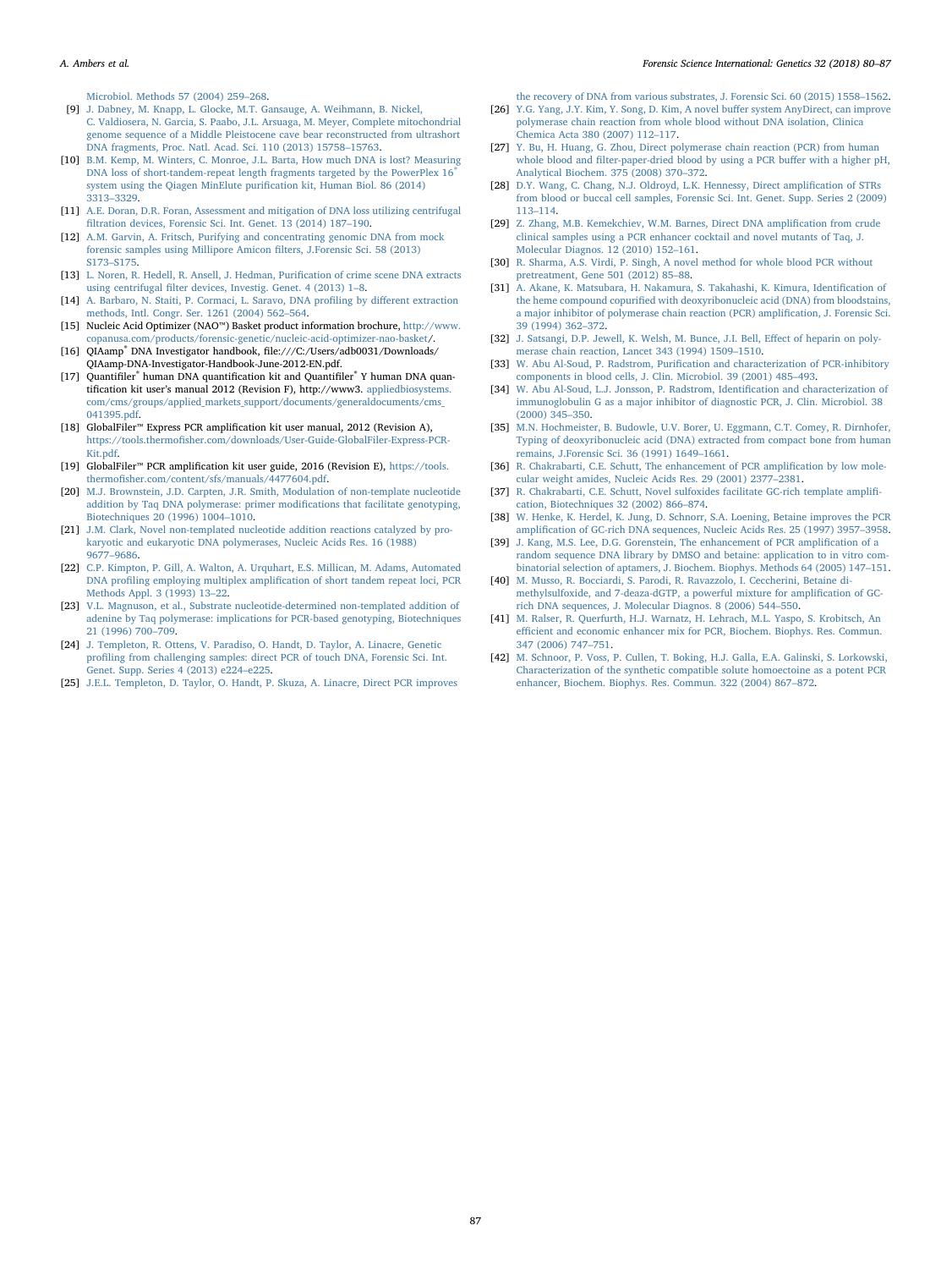Microbiol. Methods 57 (2004) 259–268.

[9] J. Dabney, M. Knapp, L. Glocke, M.T. Gansauge, A. Weihmann, B. Nickel, C. Valdiosera, N. Garcia, S. Paabo, J.L. Arsuaga, M. Meyer, Complete mitochondrial genome sequence of a Middle Pleistocene cave bear reconstructed from ultrashort DNA fragments, Proc. Natl. Acad. Sci. 110 (2013) 15758–15763.

[10] B.M. Kemp, M. Winters, C. Monroe, J.L. Barta, How much DNA is lost? Measuring DNA loss of short-tandem-repeat length fragments targeted by the PowerPlex 16® system using the Qiagen MinElute purification kit, Human Biol. 86 (2014) 3313–3329.

[11] A.E. Doran, D.R. Foran, Assessment and mitigation of DNA loss utilizing centrifugal filtration devices, Forensic Sci. Int. Genet. 13 (2014) 187–190.

[12] A.M. Garvin, A. Fritsch, Purifying and concentrating genomic DNA from mock forensic samples using Millipore Amicon filters, J.Forensic Sci. 58 (2013) S173–S175.

[13] L. Noren, R. Hedell, R. Ansell, J. Hedman, Purification of crime scene DNA extracts using centrifugal filter devices, Investig. Genet. 4 (2013) 1–8.

[14] A. Barbaro, N. Staiti, P. Cormaci, L. Saravo, DNA profiling by different extraction methods, Intl. Congr. Ser. 1261 (2004) 562–564.

[15] Nucleic Acid Optimizer (NAO™) Basket product information brochure, http://www.copanusa.com/products/forensic-genetic/nucleic-acid-optimizer-nao-basket/.

[16] QIAamp® DNA Investigator handbook, file:///C:/Users/adb0031/Downloads/QIAamp-DNA-Investigator-Handbook-June-2012-EN.pdf.

[17] Quantifiler® human DNA quantification kit and Quantifiler® Y human DNA quantification kit user's manual 2012 (Revision F), http://www3.appliedbiosystems.com/cms/groups/applied_markets_support/documents/generaldocuments/cms_041395.pdf.

[18] GlobalFiler™ Express PCR amplification kit user manual, 2012 (Revision A), https://tools.thermofisher.com/downloads/User-Guide-GlobalFiler-Express-PCR-Kit.pdf.

[19] GlobalFiler™ PCR amplification kit user guide, 2016 (Revision E), https://tools.thermofisher.com/content/sfs/manuals/4477604.pdf.

[20] M.J. Brownstein, J.D. Carpten, J.R. Smith, Modulation of non-template nucleotide addition by Taq DNA polymerase: primer modifications that facilitate genotyping, Biotechniques 20 (1996) 1004–1010.

[21] J.M. Clark, Novel non-templated nucleotide addition reactions catalyzed by prokaryotic and eukaryotic DNA polymerases, Nucleic Acids Res. 16 (1988) 9677–9686.

[22] C.P. Kimpton, P. Gill, A. Walton, A. Urquhart, E.S. Millican, M. Adams, Automated DNA profiling employing multiplex amplification of short tandem repeat loci, PCR Methods Appl. 3 (1993) 13–22.

[23] V.L. Magnuson, et al., Substrate nucleotide-determined non-templated addition of adenine by Taq polymerase: implications for PCR-based genotyping, Biotechniques 21 (1996) 700–709.

[24] J. Templeton, R. Ottens, V. Paradiso, O. Handt, D. Taylor, A. Linacre, Genetic profiling from challenging samples: direct PCR of touch DNA, Forensic Sci. Int. Genet. Supp. Series 4 (2013) e224–e225.

[25] J.E.L. Templeton, D. Taylor, O. Handt, P. Skuza, A. Linacre, Direct PCR improves the recovery of DNA from various substrates, J. Forensic Sci. 60 (2015) 1558–1562.

[26] Y.G. Yang, J.Y. Kim, Y. Song, D. Kim, A novel buffer system AnyDirect, can improve polymerase chain reaction from whole blood without DNA isolation, Clinica Chemica Acta 380 (2007) 112–117.

[27] Y. Bu, H. Huang, G. Zhou, Direct polymerase chain reaction (PCR) from human whole blood and filter-paper-dried blood by using a PCR buffer with a higher pH, Analytical Biochem. 375 (2008) 370–372.

[28] D.Y. Wang, C. Chang, N.J. Oldroyd, L.K. Hennessy, Direct amplification of STRs from blood or buccal cell samples, Forensic Sci. Int. Genet. Supp. Series 2 (2009) 113–114.

[29] Z. Zhang, M.B. Kemekchiev, W.M. Barnes, Direct DNA amplification from crude clinical samples using a PCR enhancer cocktail and novel mutants of Taq, J. Molecular Diagnos. 12 (2010) 152–161.

[30] R. Sharma, A.S. Virdi, P. Singh, A novel method for whole blood PCR without pretreatment, Gene 501 (2012) 85–88.

[31] A. Akane, K. Matsubara, H. Nakamura, S. Takahashi, K. Kimura, Identification of the heme compound copurified with deoxyribonucleic acid (DNA) from bloodstains, a major inhibitor of polymerase chain reaction (PCR) amplification, J. Forensic Sci. 39 (1994) 362–372.

[32] J. Satsangi, D.P. Jewell, K. Welsh, M. Bunce, J.I. Bell, Effect of heparin on polymerase chain reaction, Lancet 343 (1994) 1509–1510.

[33] W. Abu Al-Soud, P. Radstrom, Purification and characterization of PCR-inhibitory components in blood cells, J. Clin. Microbiol. 39 (2001) 485–493.

[34] W. Abu Al-Soud, L.J. Jonsson, P. Radstrom, Identification and characterization of immunoglobulin G as a major inhibitor of diagnostic PCR, J. Clin. Microbiol. 38 (2000) 345–350.

[35] M.N. Hochmeister, B. Budowle, U.V. Borer, U. Eggmann, C.T. Comey, R. Dirnhofer, Typing of deoxyribonucleic acid (DNA) extracted from compact bone from human remains, J.Forensic Sci. 36 (1991) 1649–1661.

[36] R. Chakrabarti, C.E. Schutt, The enhancement of PCR amplification by low molecular weight amides, Nucleic Acids Res. 29 (2001) 2377–2381.

[37] R. Chakrabarti, C.E. Schutt, Novel sulfoxides facilitate GC-rich template amplification, Biotechniques 32 (2002) 866–874.

[38] W. Henke, K. Herdel, K. Jung, D. Schnorr, S.A. Loening, Betaine improves the PCR amplification of GC-rich DNA sequences, Nucleic Acids Res. 25 (1997) 3957–3958.

[39] J. Kang, M.S. Lee, D.G. Gorenstein, The enhancement of PCR amplification of a random sequence DNA library by DMSO and betaine: application to in vitro combinatorial selection of aptamers, J. Biochem. Biophys. Methods 64 (2005) 147–151.

[40] M. Musso, R. Bocciardi, S. Parodi, R. Ravazzolo, I. Ceccherini, Betaine dimethylsulfoxide, and 7-deaza-dGTP, a powerful mixture for amplification of GC-rich DNA sequences, J. Molecular Diagnos. 8 (2006) 544–550.

[41] M. Ralser, R. Querfurth, H.J. Warnatz, H. Lehrach, M.L. Yaspo, S. Krobitsch, An efficient and economic enhancer mix for PCR, Biochem. Biophys. Res. Commun. 347 (2006) 747–751.

[42] M. Schnoor, P. Voss, P. Cullen, T. Boking, H.J. Galla, E.A. Galinski, S. Lorkowski, Characterization of the synthetic compatible solute homoectoine as a potent PCR enhancer, Biochem. Biophys. Res. Commun. 322 (2004) 867–872.